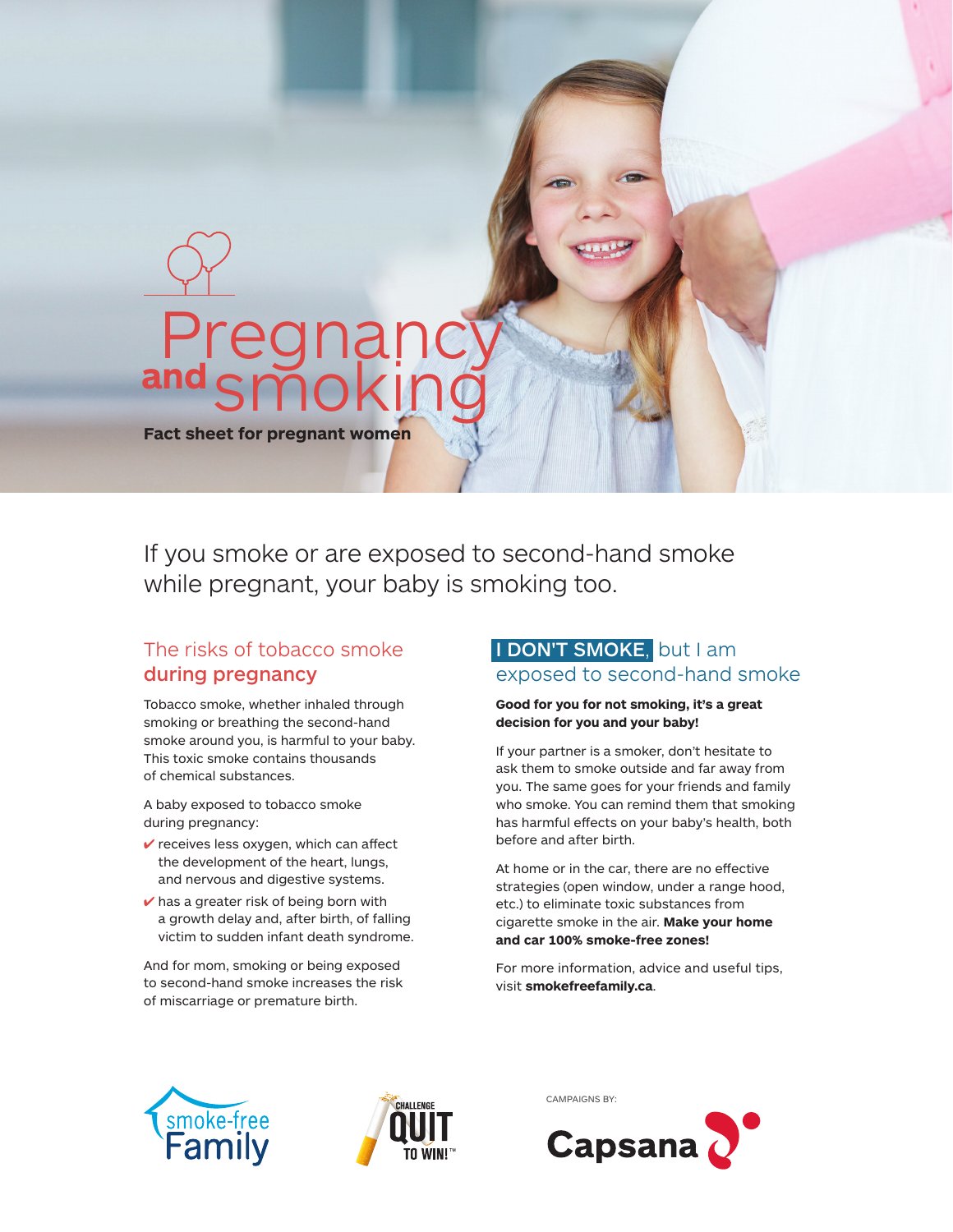# Pregnancy and smoking

**Fact sheet for pregnant women**

If you smoke or are exposed to second-hand smoke while pregnant, your baby is smoking too.

## The risks of tobacco smoke **during pregnancy**

Tobacco smoke, whether inhaled through smoking or breathing the second-hand smoke around you, is harmful to your baby. This toxic smoke contains thousands of chemical substances.

A baby exposed to tobacco smoke during pregnancy:

- ✔ receives less oxygen, which can affect the development of the heart, lungs, and nervous and digestive systems.
- ✔ has a greater risk of being born with a growth delay and, after birth, of falling victim to sudden infant death syndrome.

And for mom, smoking or being exposed to second-hand smoke increases the risk of miscarriage or premature birth.

## I DON'T SMOKE, but I am exposed to second-hand smoke

**Good for you for not smoking, it's a great decision for you and your baby!**

If your partner is a smoker, don't hesitate to ask them to smoke outside and far away from you. The same goes for your friends and family who smoke. You can remind them that smoking has harmful effects on your baby's health, both before and after birth.

At home or in the car, there are no effective strategies (open window, under a range hood, etc.) to eliminate toxic substances from cigarette smoke in the air. **Make your home and car 100% smoke-free zones!**

For more information, advice and useful tips, visit **smokefreefamily.ca**.

smoke-free Family

CHALLENGE QUIT TO WIN!™

CAMPAIGNS BY:

Capsana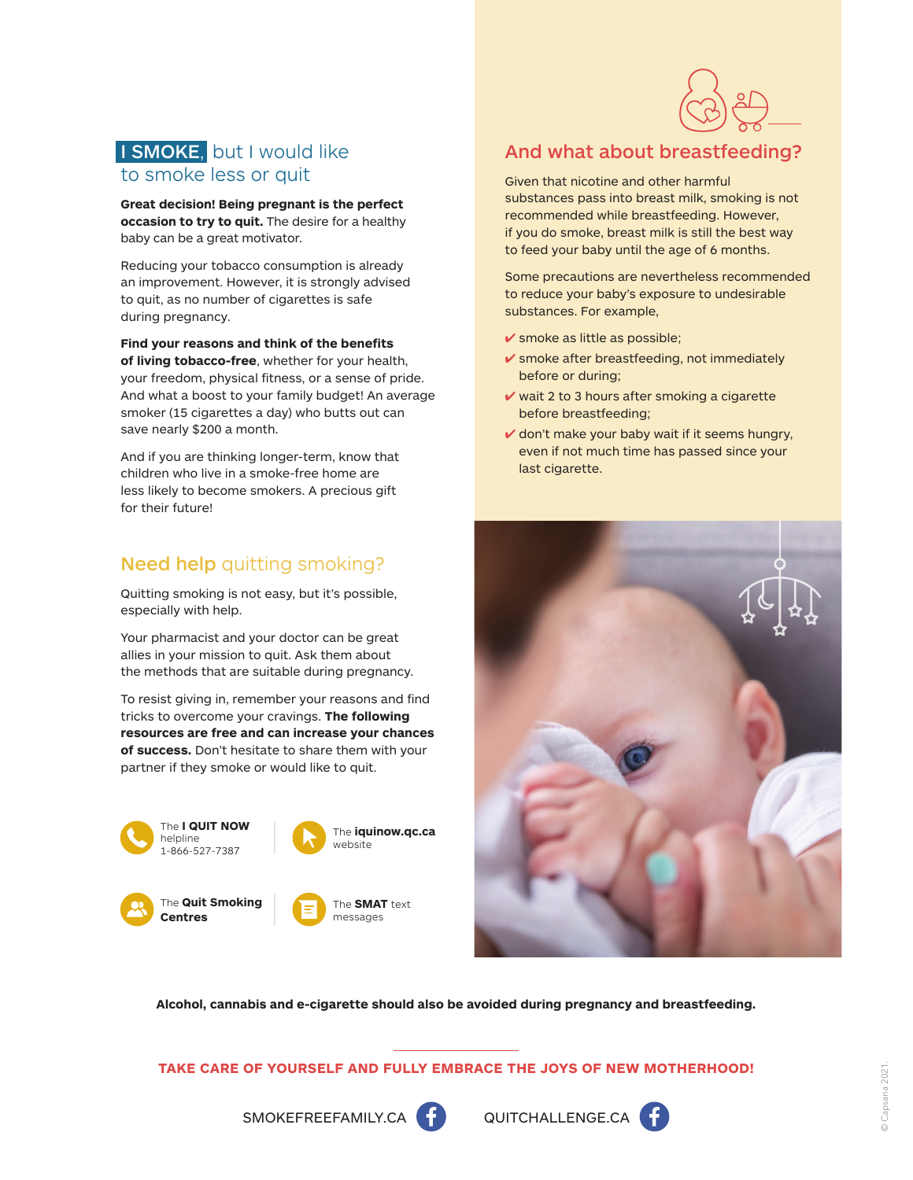## **I SMOKE,** but I would like to smoke less or quit

**Great decision! Being pregnant is the perfect occasion to try to quit.** The desire for a healthy baby can be a great motivator.

Reducing your tobacco consumption is already an improvement. However, it is strongly advised to quit, as no number of cigarettes is safe during pregnancy.

**Find your reasons and think of the benefits of living tobacco-free**, whether for your health, your freedom, physical fitness, or a sense of pride. And what a boost to your family budget! An average smoker (15 cigarettes a day) who butts out can save nearly $200 a month.

And if you are thinking longer-term, know that children who live in a smoke-free home are less likely to become smokers. A precious gift for their future!

## Need help quitting smoking?

Quitting smoking is not easy, but it's possible, especially with help.

Your pharmacist and your doctor can be great allies in your mission to quit. Ask them about the methods that are suitable during pregnancy.

To resist giving in, remember your reasons and find tricks to overcome your cravings. **The following resources are free and can increase your chances of success.** Don't hesitate to share them with your partner if they smoke or would like to quit.

- The **I QUIT NOW** helpline 1-866-527-7387
- The **iquinow.qc.ca** website
- The **Quit Smoking Centres**
- The **SMAT** text messages

## And what about breastfeeding?

Given that nicotine and other harmful substances pass into breast milk, smoking is not recommended while breastfeeding. However, if you do smoke, breast milk is still the best way to feed your baby until the age of 6 months.

Some precautions are nevertheless recommended to reduce your baby's exposure to undesirable substances. For example,

- ✔ smoke as little as possible;
- ✔ smoke after breastfeeding, not immediately before or during;
- ✔ wait 2 to 3 hours after smoking a cigarette before breastfeeding;
- ✔ don't make your baby wait if it seems hungry, even if not much time has passed since your last cigarette.

**Alcohol, cannabis and e-cigarette should also be avoided during pregnancy and breastfeeding.**

**TAKE CARE OF YOURSELF AND FULLY EMBRACE THE JOYS OF NEW MOTHERHOOD!**

SMOKEFREEFAMILY.CA QUITCHALLENGE.CA

© Capsana 2021.